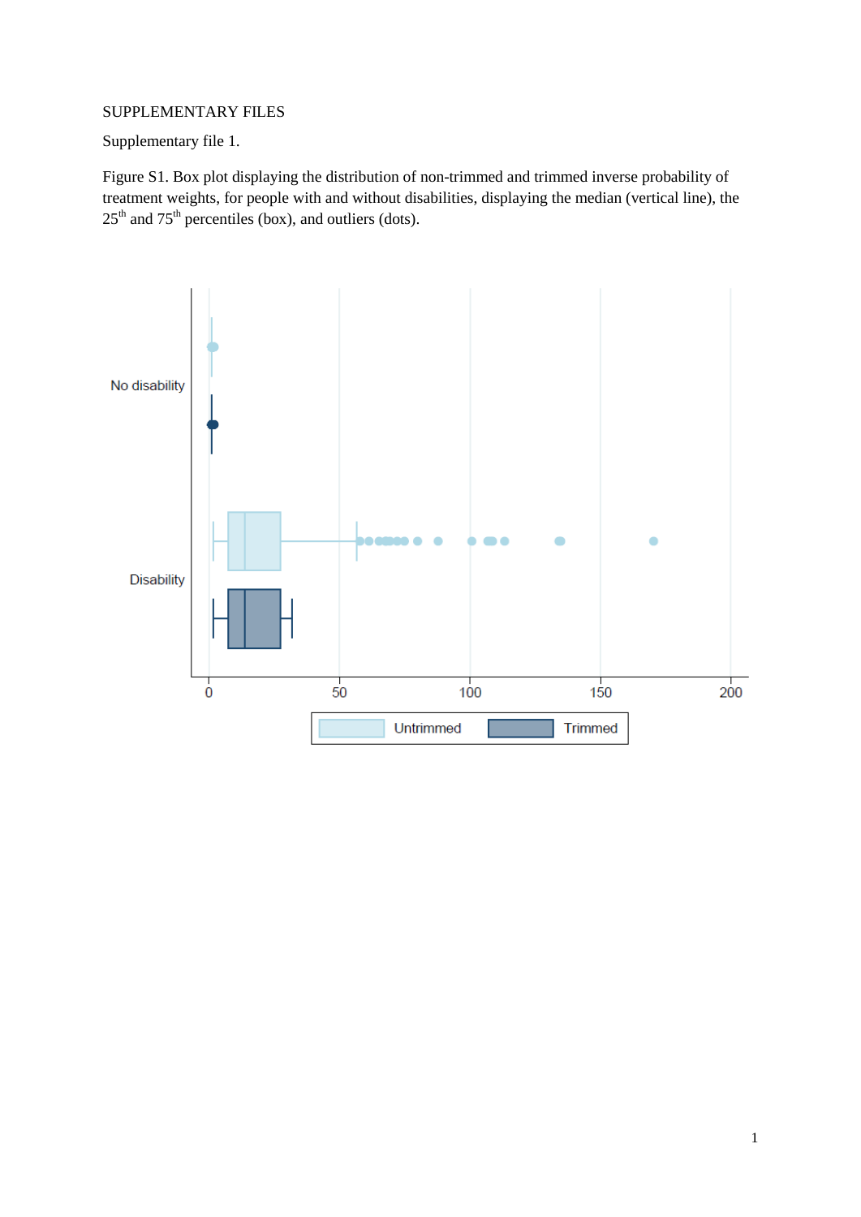SUPPLEMENTARY FILES

Supplementary file 1.

Figure S1. Box plot displaying the distribution of non-trimmed and trimmed inverse probability of treatment weights, for people with and without disabilities, displaying the median (vertical line), the 25[th] and 75[th] percentiles (box), and outliers (dots).

No disability

Disability

0
50
100
150
200

Untrimmed
Trimmed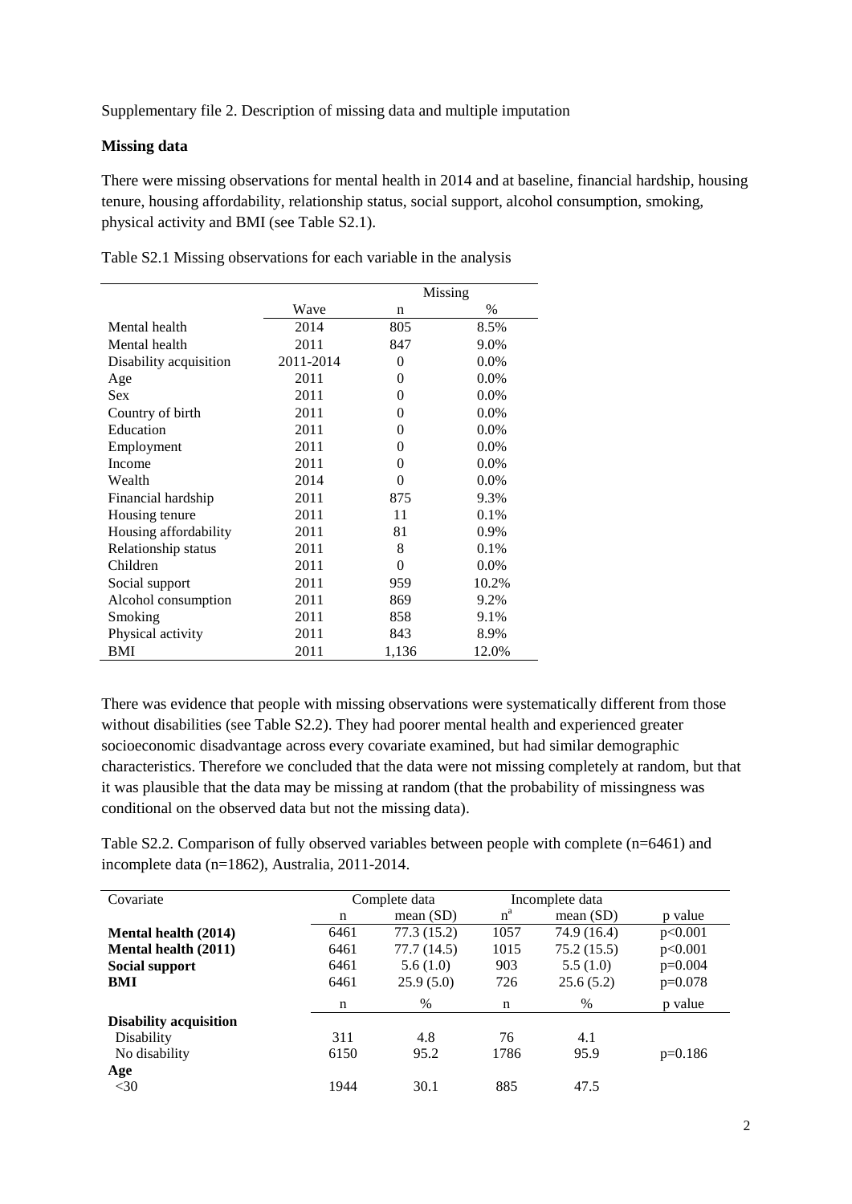Supplementary file 2. Description of missing data and multiple imputation

**Missing data**

There were missing observations for mental health in 2014 and at baseline, financial hardship, housing tenure, housing affordability, relationship status, social support, alcohol consumption, smoking, physical activity and BMI (see Table S2.1).

Table S2.1 Missing observations for each variable in the analysis

| | | Missing | |
|---|---|---|---|
| | Wave | n | % |
| Mental health | 2014 | 805 | 8.5% |
| Mental health | 2011 | 847 | 9.0% |
| Disability acquisition | 2011-2014 | 0 | 0.0% |
| Age | 2011 | 0 | 0.0% |
| Sex | 2011 | 0 | 0.0% |
| Country of birth | 2011 | 0 | 0.0% |
| Education | 2011 | 0 | 0.0% |
| Employment | 2011 | 0 | 0.0% |
| Income | 2011 | 0 | 0.0% |
| Wealth | 2014 | 0 | 0.0% |
| Financial hardship | 2011 | 875 | 9.3% |
| Housing tenure | 2011 | 11 | 0.1% |
| Housing affordability | 2011 | 81 | 0.9% |
| Relationship status | 2011 | 8 | 0.1% |
| Children | 2011 | 0 | 0.0% |
| Social support | 2011 | 959 | 10.2% |
| Alcohol consumption | 2011 | 869 | 9.2% |
| Smoking | 2011 | 858 | 9.1% |
| Physical activity | 2011 | 843 | 8.9% |
| BMI | 2011 | 1,136 | 12.0% |

There was evidence that people with missing observations were systematically different from those without disabilities (see Table S2.2). They had poorer mental health and experienced greater socioeconomic disadvantage across every covariate examined, but had similar demographic characteristics. Therefore we concluded that the data were not missing completely at random, but that it was plausible that the data may be missing at random (that the probability of missingness was conditional on the observed data but not the missing data).

Table S2.2. Comparison of fully observed variables between people with complete (n=6461) and incomplete data (n=1862), Australia, 2011-2014.

| Covariate | Complete data | | Incomplete data | | |
|---|---|---|---|---|---|
| | n | mean (SD) | n[a] | mean (SD) | p value |
| **Mental health (2014)** | 6461 | 77.3 (15.2) | 1057 | 74.9 (16.4) | p<0.001 |
| **Mental health (2011)** | 6461 | 77.7 (14.5) | 1015 | 75.2 (15.5) | p<0.001 |
| **Social support** | 6461 | 5.6 (1.0) | 903 | 5.5 (1.0) | p=0.004 |
| **BMI** | 6461 | 25.9 (5.0) | 726 | 25.6 (5.2) | p=0.078 |
| | n | % | n | % | p value |
| **Disability acquisition** | | | | | |
| Disability | 311 | 4.8 | 76 | 4.1 | |
| No disability | 6150 | 95.2 | 1786 | 95.9 | p=0.186 |
| **Age** | | | | | |
| <30 | 1944 | 30.1 | 885 | 47.5 | |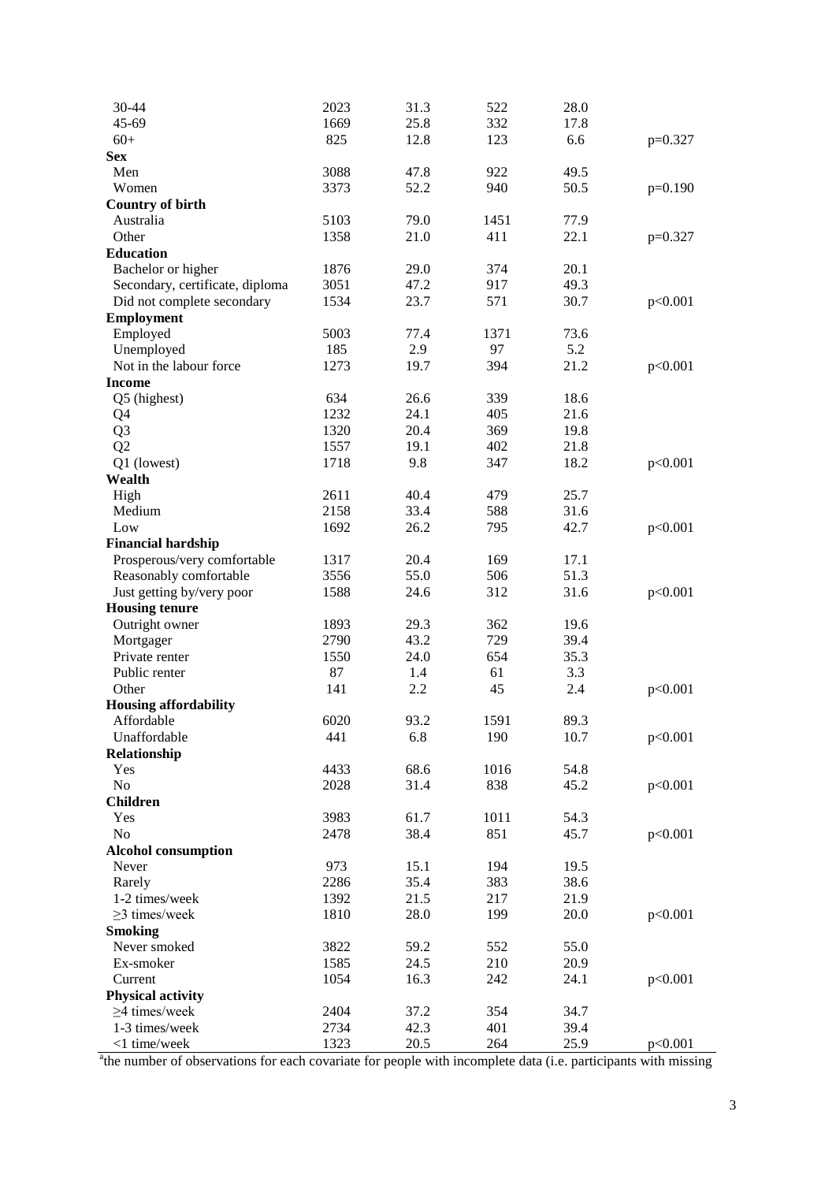| | | | | | |
|---|---|---|---|---|---|
| 30-44 | 2023 | 31.3 | 522 | 28.0 | |
| 45-69 | 1669 | 25.8 | 332 | 17.8 | |
| 60+ | 825 | 12.8 | 123 | 6.6 | p=0.327 |
| **Sex** | | | | | |
| Men | 3088 | 47.8 | 922 | 49.5 | |
| Women | 3373 | 52.2 | 940 | 50.5 | p=0.190 |
| **Country of birth** | | | | | |
| Australia | 5103 | 79.0 | 1451 | 77.9 | |
| Other | 1358 | 21.0 | 411 | 22.1 | p=0.327 |
| **Education** | | | | | |
| Bachelor or higher | 1876 | 29.0 | 374 | 20.1 | |
| Secondary, certificate, diploma | 3051 | 47.2 | 917 | 49.3 | |
| Did not complete secondary | 1534 | 23.7 | 571 | 30.7 | p<0.001 |
| **Employment** | | | | | |
| Employed | 5003 | 77.4 | 1371 | 73.6 | |
| Unemployed | 185 | 2.9 | 97 | 5.2 | |
| Not in the labour force | 1273 | 19.7 | 394 | 21.2 | p<0.001 |
| **Income** | | | | | |
| Q5 (highest) | 634 | 26.6 | 339 | 18.6 | |
| Q4 | 1232 | 24.1 | 405 | 21.6 | |
| Q3 | 1320 | 20.4 | 369 | 19.8 | |
| Q2 | 1557 | 19.1 | 402 | 21.8 | |
| Q1 (lowest) | 1718 | 9.8 | 347 | 18.2 | p<0.001 |
| **Wealth** | | | | | |
| High | 2611 | 40.4 | 479 | 25.7 | |
| Medium | 2158 | 33.4 | 588 | 31.6 | |
| Low | 1692 | 26.2 | 795 | 42.7 | p<0.001 |
| **Financial hardship** | | | | | |
| Prosperous/very comfortable | 1317 | 20.4 | 169 | 17.1 | |
| Reasonably comfortable | 3556 | 55.0 | 506 | 51.3 | |
| Just getting by/very poor | 1588 | 24.6 | 312 | 31.6 | p<0.001 |
| **Housing tenure** | | | | | |
| Outright owner | 1893 | 29.3 | 362 | 19.6 | |
| Mortgager | 2790 | 43.2 | 729 | 39.4 | |
| Private renter | 1550 | 24.0 | 654 | 35.3 | |
| Public renter | 87 | 1.4 | 61 | 3.3 | |
| Other | 141 | 2.2 | 45 | 2.4 | p<0.001 |
| **Housing affordability** | | | | | |
| Affordable | 6020 | 93.2 | 1591 | 89.3 | |
| Unaffordable | 441 | 6.8 | 190 | 10.7 | p<0.001 |
| **Relationship** | | | | | |
| Yes | 4433 | 68.6 | 1016 | 54.8 | |
| No | 2028 | 31.4 | 838 | 45.2 | p<0.001 |
| **Children** | | | | | |
| Yes | 3983 | 61.7 | 1011 | 54.3 | |
| No | 2478 | 38.4 | 851 | 45.7 | p<0.001 |
| **Alcohol consumption** | | | | | |
| Never | 973 | 15.1 | 194 | 19.5 | |
| Rarely | 2286 | 35.4 | 383 | 38.6 | |
| 1-2 times/week | 1392 | 21.5 | 217 | 21.9 | |
| ≥3 times/week | 1810 | 28.0 | 199 | 20.0 | p<0.001 |
| **Smoking** | | | | | |
| Never smoked | 3822 | 59.2 | 552 | 55.0 | |
| Ex-smoker | 1585 | 24.5 | 210 | 20.9 | |
| Current | 1054 | 16.3 | 242 | 24.1 | p<0.001 |
| **Physical activity** | | | | | |
| ≥4 times/week | 2404 | 37.2 | 354 | 34.7 | |
| 1-3 times/week | 2734 | 42.3 | 401 | 39.4 | |
| <1 time/week | 1323 | 20.5 | 264 | 25.9 | p<0.001 |

[a]the number of observations for each covariate for people with incomplete data (i.e. participants with missing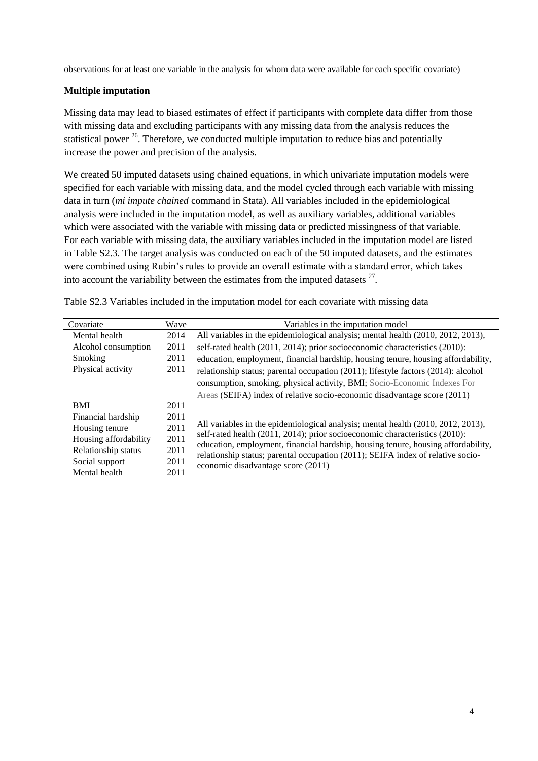observations for at least one variable in the analysis for whom data were available for each specific covariate)

**Multiple imputation**

Missing data may lead to biased estimates of effect if participants with complete data differ from those with missing data and excluding participants with any missing data from the analysis reduces the statistical power [26]. Therefore, we conducted multiple imputation to reduce bias and potentially increase the power and precision of the analysis.

We created 50 imputed datasets using chained equations, in which univariate imputation models were specified for each variable with missing data, and the model cycled through each variable with missing data in turn (*mi impute chained* command in Stata). All variables included in the epidemiological analysis were included in the imputation model, as well as auxiliary variables, additional variables which were associated with the variable with missing data or predicted missingness of that variable. For each variable with missing data, the auxiliary variables included in the imputation model are listed in Table S2.3. The target analysis was conducted on each of the 50 imputed datasets, and the estimates were combined using Rubin's rules to provide an overall estimate with a standard error, which takes into account the variability between the estimates from the imputed datasets [27].

Table S2.3 Variables included in the imputation model for each covariate with missing data

| Covariate | Wave | Variables in the imputation model |
|---|---|---|
| Mental health<br>Alcohol consumption<br>Smoking<br>Physical activity<br>BMI | 2014<br>2011<br>2011<br>2011<br>2011 | All variables in the epidemiological analysis; mental health (2010, 2012, 2013), self-rated health (2011, 2014); prior socioeconomic characteristics (2010): education, employment, financial hardship, housing tenure, housing affordability, relationship status; parental occupation (2011); lifestyle factors (2014): alcohol consumption, smoking, physical activity, BMI; Socio-Economic Indexes For Areas (SEIFA) index of relative socio-economic disadvantage score (2011) |
| Financial hardship<br>Housing tenure<br>Housing affordability<br>Relationship status<br>Social support<br>Mental health | 2011<br>2011<br>2011<br>2011<br>2011<br>2011 | All variables in the epidemiological analysis; mental health (2010, 2012, 2013), self-rated health (2011, 2014); prior socioeconomic characteristics (2010): education, employment, financial hardship, housing tenure, housing affordability, relationship status; parental occupation (2011); SEIFA index of relative socio-economic disadvantage score (2011) |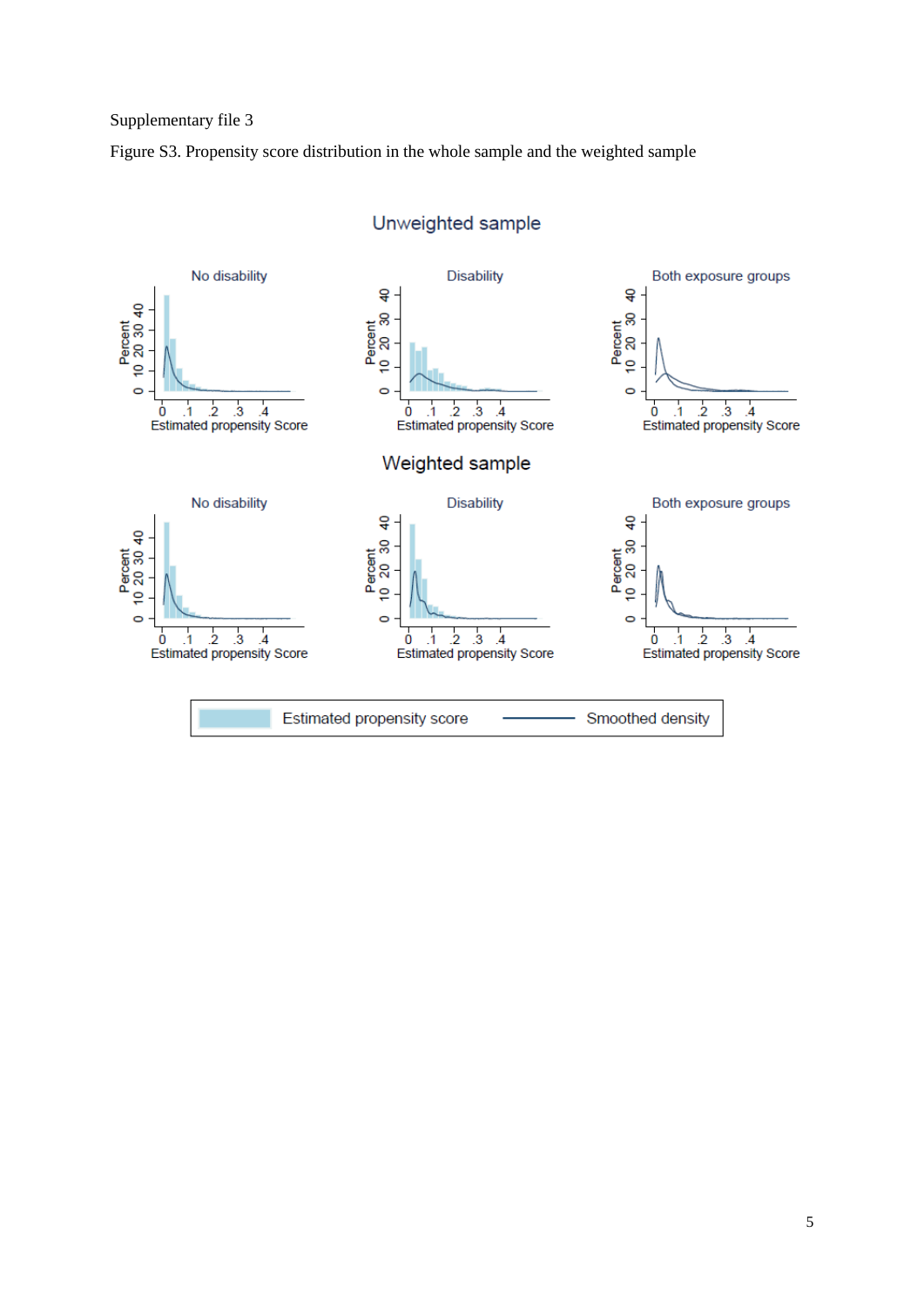Supplementary file 3

Figure S3. Propensity score distribution in the whole sample and the weighted sample

Unweighted sample

No disability

Percent

0 10 20 30 40

0 .1 .2 .3 .4

Estimated propensity Score

Disability

Percent

0 10 20 30 40

0 .1 .2 .3 .4

Estimated propensity Score

Both exposure groups

Percent

0 10 20 30 40

0 .1 .2 .3 .4

Estimated propensity Score

Weighted sample

No disability

Percent

0 10 20 30 40

0 .1 .2 .3 .4

Estimated propensity Score

Disability

Percent

0 10 20 30 40

0 .1 .2 .3 .4

Estimated propensity Score

Both exposure groups

Percent

0 10 20 30 40

0 .1 .2 .3 .4

Estimated propensity Score

Estimated propensity score

Smoothed density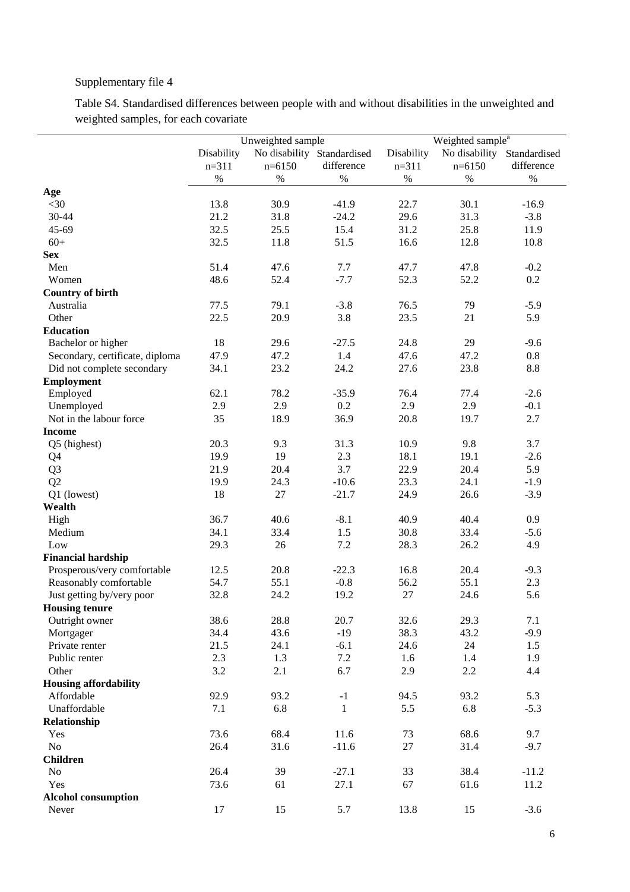Supplementary file 4

Table S4. Standardised differences between people with and without disabilities in the unweighted and weighted samples, for each covariate

| | Unweighted sample | | | Weighted sample[a] | | |
|---|---|---|---|---|---|---|
| | Disability n=311 % | No disability n=6150 % | Standardised difference % | Disability n=311 % | No disability n=6150 % | Standardised difference % |
| **Age** | | | | | | |
| <30 | 13.8 | 30.9 | -41.9 | 22.7 | 30.1 | -16.9 |
| 30-44 | 21.2 | 31.8 | -24.2 | 29.6 | 31.3 | -3.8 |
| 45-69 | 32.5 | 25.5 | 15.4 | 31.2 | 25.8 | 11.9 |
| 60+ | 32.5 | 11.8 | 51.5 | 16.6 | 12.8 | 10.8 |
| **Sex** | | | | | | |
| Men | 51.4 | 47.6 | 7.7 | 47.7 | 47.8 | -0.2 |
| Women | 48.6 | 52.4 | -7.7 | 52.3 | 52.2 | 0.2 |
| **Country of birth** | | | | | | |
| Australia | 77.5 | 79.1 | -3.8 | 76.5 | 79 | -5.9 |
| Other | 22.5 | 20.9 | 3.8 | 23.5 | 21 | 5.9 |
| **Education** | | | | | | |
| Bachelor or higher | 18 | 29.6 | -27.5 | 24.8 | 29 | -9.6 |
| Secondary, certificate, diploma | 47.9 | 47.2 | 1.4 | 47.6 | 47.2 | 0.8 |
| Did not complete secondary | 34.1 | 23.2 | 24.2 | 27.6 | 23.8 | 8.8 |
| **Employment** | | | | | | |
| Employed | 62.1 | 78.2 | -35.9 | 76.4 | 77.4 | -2.6 |
| Unemployed | 2.9 | 2.9 | 0.2 | 2.9 | 2.9 | -0.1 |
| Not in the labour force | 35 | 18.9 | 36.9 | 20.8 | 19.7 | 2.7 |
| **Income** | | | | | | |
| Q5 (highest) | 20.3 | 9.3 | 31.3 | 10.9 | 9.8 | 3.7 |
| Q4 | 19.9 | 19 | 2.3 | 18.1 | 19.1 | -2.6 |
| Q3 | 21.9 | 20.4 | 3.7 | 22.9 | 20.4 | 5.9 |
| Q2 | 19.9 | 24.3 | -10.6 | 23.3 | 24.1 | -1.9 |
| Q1 (lowest) | 18 | 27 | -21.7 | 24.9 | 26.6 | -3.9 |
| **Wealth** | | | | | | |
| High | 36.7 | 40.6 | -8.1 | 40.9 | 40.4 | 0.9 |
| Medium | 34.1 | 33.4 | 1.5 | 30.8 | 33.4 | -5.6 |
| Low | 29.3 | 26 | 7.2 | 28.3 | 26.2 | 4.9 |
| **Financial hardship** | | | | | | |
| Prosperous/very comfortable | 12.5 | 20.8 | -22.3 | 16.8 | 20.4 | -9.3 |
| Reasonably comfortable | 54.7 | 55.1 | -0.8 | 56.2 | 55.1 | 2.3 |
| Just getting by/very poor | 32.8 | 24.2 | 19.2 | 27 | 24.6 | 5.6 |
| **Housing tenure** | | | | | | |
| Outright owner | 38.6 | 28.8 | 20.7 | 32.6 | 29.3 | 7.1 |
| Mortgager | 34.4 | 43.6 | -19 | 38.3 | 43.2 | -9.9 |
| Private renter | 21.5 | 24.1 | -6.1 | 24.6 | 24 | 1.5 |
| Public renter | 2.3 | 1.3 | 7.2 | 1.6 | 1.4 | 1.9 |
| Other | 3.2 | 2.1 | 6.7 | 2.9 | 2.2 | 4.4 |
| **Housing affordability** | | | | | | |
| Affordable | 92.9 | 93.2 | -1 | 94.5 | 93.2 | 5.3 |
| Unaffordable | 7.1 | 6.8 | 1 | 5.5 | 6.8 | -5.3 |
| **Relationship** | | | | | | |
| Yes | 73.6 | 68.4 | 11.6 | 73 | 68.6 | 9.7 |
| No | 26.4 | 31.6 | -11.6 | 27 | 31.4 | -9.7 |
| **Children** | | | | | | |
| No | 26.4 | 39 | -27.1 | 33 | 38.4 | -11.2 |
| Yes | 73.6 | 61 | 27.1 | 67 | 61.6 | 11.2 |
| **Alcohol consumption** | | | | | | |
| Never | 17 | 15 | 5.7 | 13.8 | 15 | -3.6 |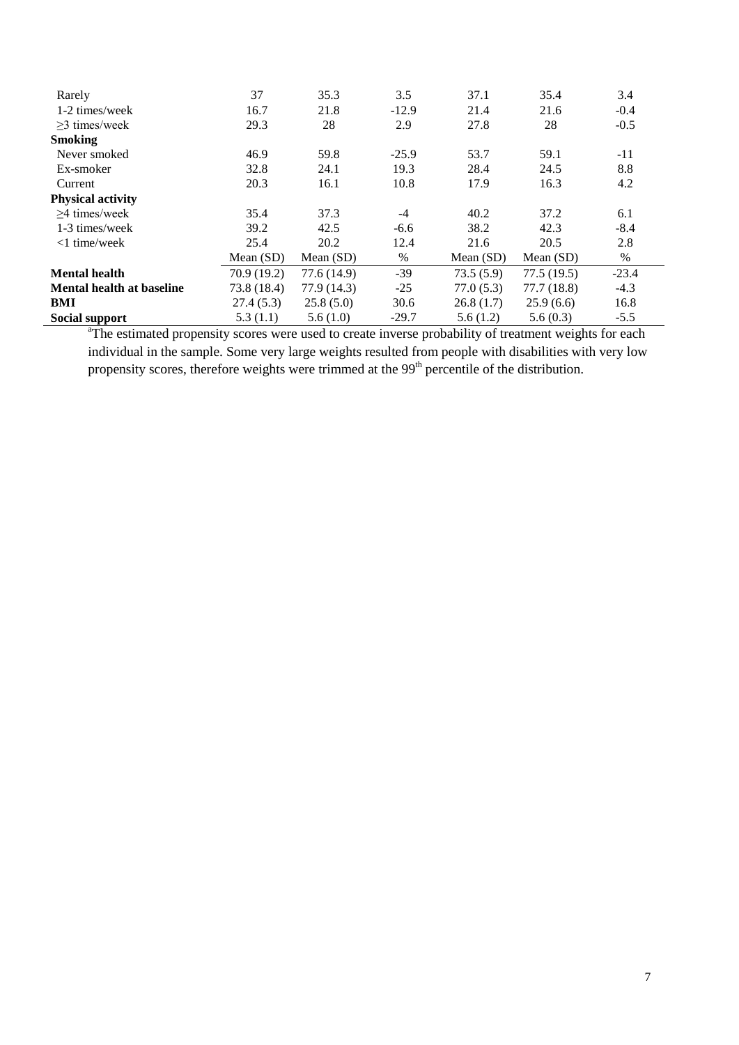| | | | | | | |
|---|---|---|---|---|---|---|
| Rarely | 37 | 35.3 | 3.5 | 37.1 | 35.4 | 3.4 |
| 1-2 times/week | 16.7 | 21.8 | -12.9 | 21.4 | 21.6 | -0.4 |
| ≥3 times/week | 29.3 | 28 | 2.9 | 27.8 | 28 | -0.5 |
| **Smoking** | | | | | | |
| Never smoked | 46.9 | 59.8 | -25.9 | 53.7 | 59.1 | -11 |
| Ex-smoker | 32.8 | 24.1 | 19.3 | 28.4 | 24.5 | 8.8 |
| Current | 20.3 | 16.1 | 10.8 | 17.9 | 16.3 | 4.2 |
| **Physical activity** | | | | | | |
| ≥4 times/week | 35.4 | 37.3 | -4 | 40.2 | 37.2 | 6.1 |
| 1-3 times/week | 39.2 | 42.5 | -6.6 | 38.2 | 42.3 | -8.4 |
| <1 time/week | 25.4 | 20.2 | 12.4 | 21.6 | 20.5 | 2.8 |
| | Mean (SD) | Mean (SD) | % | Mean (SD) | Mean (SD) | % |
| **Mental health** | 70.9 (19.2) | 77.6 (14.9) | -39 | 73.5 (5.9) | 77.5 (19.5) | -23.4 |
| **Mental health at baseline** | 73.8 (18.4) | 77.9 (14.3) | -25 | 77.0 (5.3) | 77.7 (18.8) | -4.3 |
| **BMI** | 27.4 (5.3) | 25.8 (5.0) | 30.6 | 26.8 (1.7) | 25.9 (6.6) | 16.8 |
| **Social support** | 5.3 (1.1) | 5.6 (1.0) | -29.7 | 5.6 (1.2) | 5.6 (0.3) | -5.5 |

[a]The estimated propensity scores were used to create inverse probability of treatment weights for each individual in the sample. Some very large weights resulted from people with disabilities with very low propensity scores, therefore weights were trimmed at the 99th percentile of the distribution.